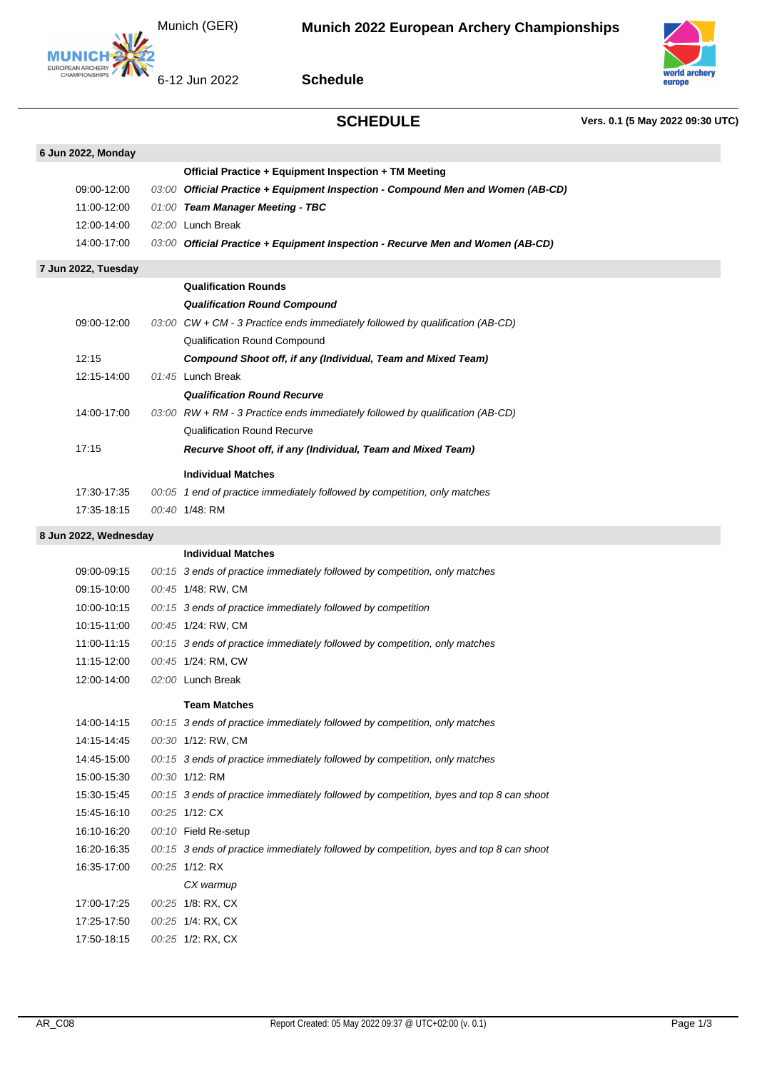# Munich 2022 European Archery Championships

Munich (GER)

6-12 Jun 2022

**Schedule**

## SCHEDULE

**Vers. 0.1 (5 May 2022 09:30 UTC)**

### 6 Jun 2022, Monday

| Time | Duration | Event |
|---|---|---|
| | | **Official Practice + Equipment Inspection + TM Meeting** |
| 09:00-12:00 | *03:00* | ***Official Practice + Equipment Inspection - Compound Men and Women (AB-CD)*** |
| 11:00-12:00 | *01:00* | ***Team Manager Meeting - TBC*** |
| 12:00-14:00 | *02:00* | Lunch Break |
| 14:00-17:00 | *03:00* | ***Official Practice + Equipment Inspection - Recurve Men and Women (AB-CD)*** |

### 7 Jun 2022, Tuesday

| Time | Duration | Event |
|---|---|---|
| | | **Qualification Rounds** |
| | | ***Qualification Round Compound*** |
| 09:00-12:00 | *03:00* | *CW + CM - 3 Practice ends immediately followed by qualification (AB-CD)* |
| | | Qualification Round Compound |
| 12:15 | | ***Compound Shoot off, if any (Individual, Team and Mixed Team)*** |
| 12:15-14:00 | *01:45* | Lunch Break |
| | | ***Qualification Round Recurve*** |
| 14:00-17:00 | *03:00* | *RW + RM - 3 Practice ends immediately followed by qualification (AB-CD)* |
| | | Qualification Round Recurve |
| 17:15 | | ***Recurve Shoot off, if any (Individual, Team and Mixed Team)*** |
| | | **Individual Matches** |
| 17:30-17:35 | *00:05* | *1 end of practice immediately followed by competition, only matches* |
| 17:35-18:15 | *00:40* | 1/48: RM |

### 8 Jun 2022, Wednesday

| Time | Duration | Event |
|---|---|---|
| | | **Individual Matches** |
| 09:00-09:15 | *00:15* | *3 ends of practice immediately followed by competition, only matches* |
| 09:15-10:00 | *00:45* | 1/48: RW, CM |
| 10:00-10:15 | *00:15* | *3 ends of practice immediately followed by competition* |
| 10:15-11:00 | *00:45* | 1/24: RW, CM |
| 11:00-11:15 | *00:15* | *3 ends of practice immediately followed by competition, only matches* |
| 11:15-12:00 | *00:45* | 1/24: RM, CW |
| 12:00-14:00 | *02:00* | Lunch Break |
| | | **Team Matches** |
| 14:00-14:15 | *00:15* | *3 ends of practice immediately followed by competition, only matches* |
| 14:15-14:45 | *00:30* | 1/12: RW, CM |
| 14:45-15:00 | *00:15* | *3 ends of practice immediately followed by competition, only matches* |
| 15:00-15:30 | *00:30* | 1/12: RM |
| 15:30-15:45 | *00:15* | *3 ends of practice immediately followed by competition, byes and top 8 can shoot* |
| 15:45-16:10 | *00:25* | 1/12: CX |
| 16:10-16:20 | *00:10* | Field Re-setup |
| 16:20-16:35 | *00:15* | *3 ends of practice immediately followed by competition, byes and top 8 can shoot* |
| 16:35-17:00 | *00:25* | 1/12: RX |
| | | *CX warmup* |
| 17:00-17:25 | *00:25* | 1/8: RX, CX |
| 17:25-17:50 | *00:25* | 1/4: RX, CX |
| 17:50-18:15 | *00:25* | 1/2: RX, CX |

AR_C08 — Report Created: 05 May 2022 09:37 @ UTC+02:00 (v. 0.1)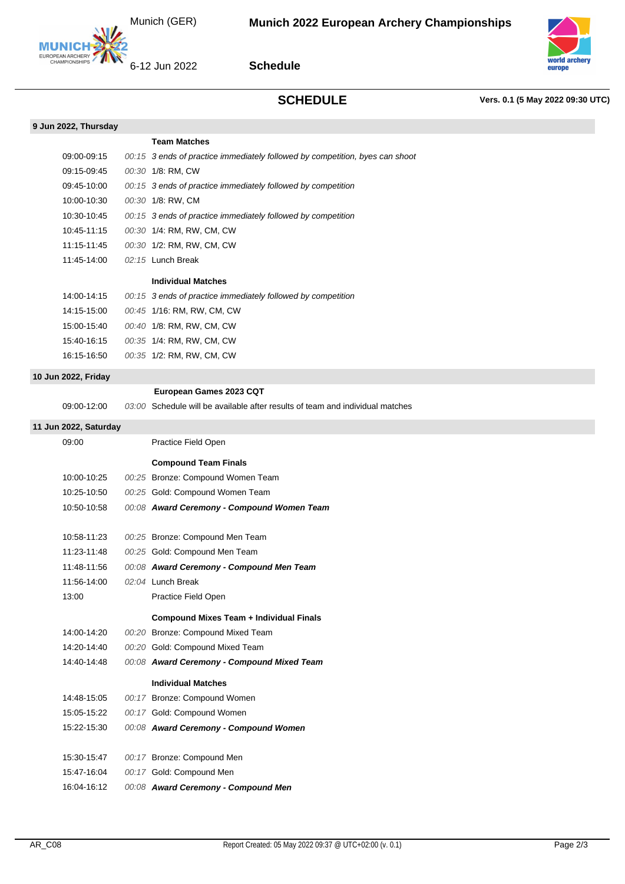## SCHEDULE

**Vers. 0.1 (5 May 2022 09:30 UTC)**

### 9 Jun 2022, Thursday

**Team Matches**

| Time | Duration | Event |
|---|---|---|
| 09:00-09:15 | *00:15* | *3 ends of practice immediately followed by competition, byes can shoot* |
| 09:15-09:45 | *00:30* | 1/8: RM, CW |
| 09:45-10:00 | *00:15* | *3 ends of practice immediately followed by competition* |
| 10:00-10:30 | *00:30* | 1/8: RW, CM |
| 10:30-10:45 | *00:15* | *3 ends of practice immediately followed by competition* |
| 10:45-11:15 | *00:30* | 1/4: RM, RW, CM, CW |
| 11:15-11:45 | *00:30* | 1/2: RM, RW, CM, CW |
| 11:45-14:00 | *02:15* | Lunch Break |

**Individual Matches**

| Time | Duration | Event |
|---|---|---|
| 14:00-14:15 | *00:15* | *3 ends of practice immediately followed by competition* |
| 14:15-15:00 | *00:45* | 1/16: RM, RW, CM, CW |
| 15:00-15:40 | *00:40* | 1/8: RM, RW, CM, CW |
| 15:40-16:15 | *00:35* | 1/4: RM, RW, CM, CW |
| 16:15-16:50 | *00:35* | 1/2: RM, RW, CM, CW |

### 10 Jun 2022, Friday

**European Games 2023 CQT**

| Time | Duration | Event |
|---|---|---|
| 09:00-12:00 | *03:00* | Schedule will be available after results of team and individual matches |

### 11 Jun 2022, Saturday

| Time | Duration | Event |
|---|---|---|
| 09:00 | | Practice Field Open |

**Compound Team Finals**

| Time | Duration | Event |
|---|---|---|
| 10:00-10:25 | *00:25* | Bronze: Compound Women Team |
| 10:25-10:50 | *00:25* | Gold: Compound Women Team |
| 10:50-10:58 | *00:08* | ***Award Ceremony - Compound Women Team*** |
| 10:58-11:23 | *00:25* | Bronze: Compound Men Team |
| 11:23-11:48 | *00:25* | Gold: Compound Men Team |
| 11:48-11:56 | *00:08* | ***Award Ceremony - Compound Men Team*** |
| 11:56-14:00 | *02:04* | Lunch Break |
| 13:00 | | Practice Field Open |

**Compound Mixes Team + Individual Finals**

| Time | Duration | Event |
|---|---|---|
| 14:00-14:20 | *00:20* | Bronze: Compound Mixed Team |
| 14:20-14:40 | *00:20* | Gold: Compound Mixed Team |
| 14:40-14:48 | *00:08* | ***Award Ceremony - Compound Mixed Team*** |

**Individual Matches**

| Time | Duration | Event |
|---|---|---|
| 14:48-15:05 | *00:17* | Bronze: Compound Women |
| 15:05-15:22 | *00:17* | Gold: Compound Women |
| 15:22-15:30 | *00:08* | ***Award Ceremony - Compound Women*** |
| 15:30-15:47 | *00:17* | Bronze: Compound Men |
| 15:47-16:04 | *00:17* | Gold: Compound Men |
| 16:04-16:12 | *00:08* | ***Award Ceremony - Compound Men*** |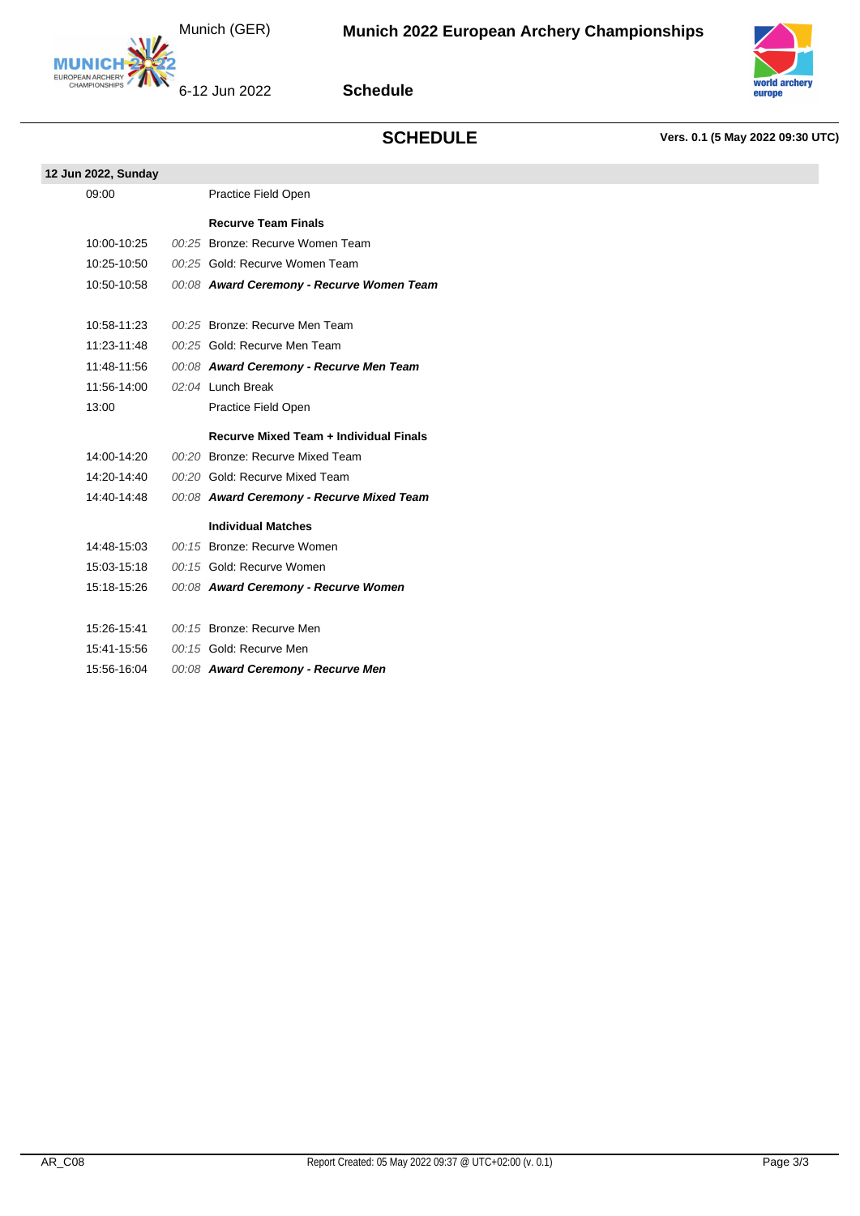# SCHEDULE

**Vers. 0.1 (5 May 2022 09:30 UTC)**

## 12 Jun 2022, Sunday

| | | |
|---|---|---|
| 09:00 | | Practice Field Open |
| | | **Recurve Team Finals** |
| 10:00-10:25 | *00:25* | Bronze: Recurve Women Team |
| 10:25-10:50 | *00:25* | Gold: Recurve Women Team |
| 10:50-10:58 | *00:08* | ***Award Ceremony - Recurve Women Team*** |
| 10:58-11:23 | *00:25* | Bronze: Recurve Men Team |
| 11:23-11:48 | *00:25* | Gold: Recurve Men Team |
| 11:48-11:56 | *00:08* | ***Award Ceremony - Recurve Men Team*** |
| 11:56-14:00 | *02:04* | Lunch Break |
| 13:00 | | Practice Field Open |
| | | **Recurve Mixed Team + Individual Finals** |
| 14:00-14:20 | *00:20* | Bronze: Recurve Mixed Team |
| 14:20-14:40 | *00:20* | Gold: Recurve Mixed Team |
| 14:40-14:48 | *00:08* | ***Award Ceremony - Recurve Mixed Team*** |
| | | **Individual Matches** |
| 14:48-15:03 | *00:15* | Bronze: Recurve Women |
| 15:03-15:18 | *00:15* | Gold: Recurve Women |
| 15:18-15:26 | *00:08* | ***Award Ceremony - Recurve Women*** |
| 15:26-15:41 | *00:15* | Bronze: Recurve Men |
| 15:41-15:56 | *00:15* | Gold: Recurve Men |
| 15:56-16:04 | *00:08* | ***Award Ceremony - Recurve Men*** |